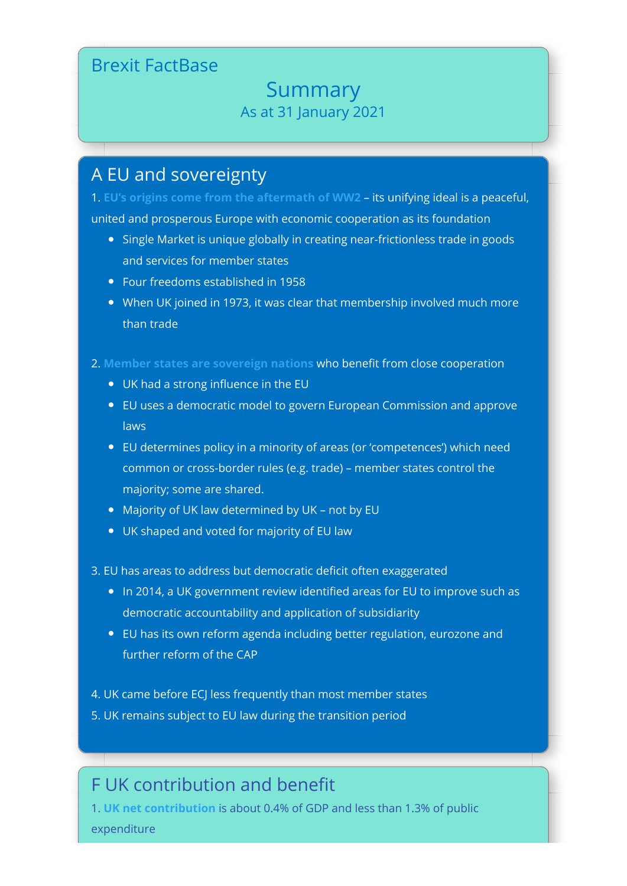# Brexit FactBase

## Summary

As at 31 January 2021

## A EU and sovereignty

1. **EU's origins come from the aftermath of WW2** – its unifying ideal is a peaceful, united and prosperous Europe with economic cooperation as its foundation
   - Single Market is unique globally in creating near-frictionless trade in goods and services for member states
   - Four freedoms established in 1958
   - When UK joined in 1973, it was clear that membership involved much more than trade

2. **Member states are sovereign nations** who benefit from close cooperation
   - UK had a strong influence in the EU
   - EU uses a democratic model to govern European Commission and approve laws
   - EU determines policy in a minority of areas (or 'competences') which need common or cross-border rules (e.g. trade) – member states control the majority; some are shared.
   - Majority of UK law determined by UK – not by EU
   - UK shaped and voted for majority of EU law

3. EU has areas to address but democratic deficit often exaggerated
   - In 2014, a UK government review identified areas for EU to improve such as democratic accountability and application of subsidiarity
   - EU has its own reform agenda including better regulation, eurozone and further reform of the CAP

4. UK came before ECJ less frequently than most member states
5. UK remains subject to EU law during the transition period

## F UK contribution and benefit

1. **UK net contribution** is about 0.4% of GDP and less than 1.3% of public expenditure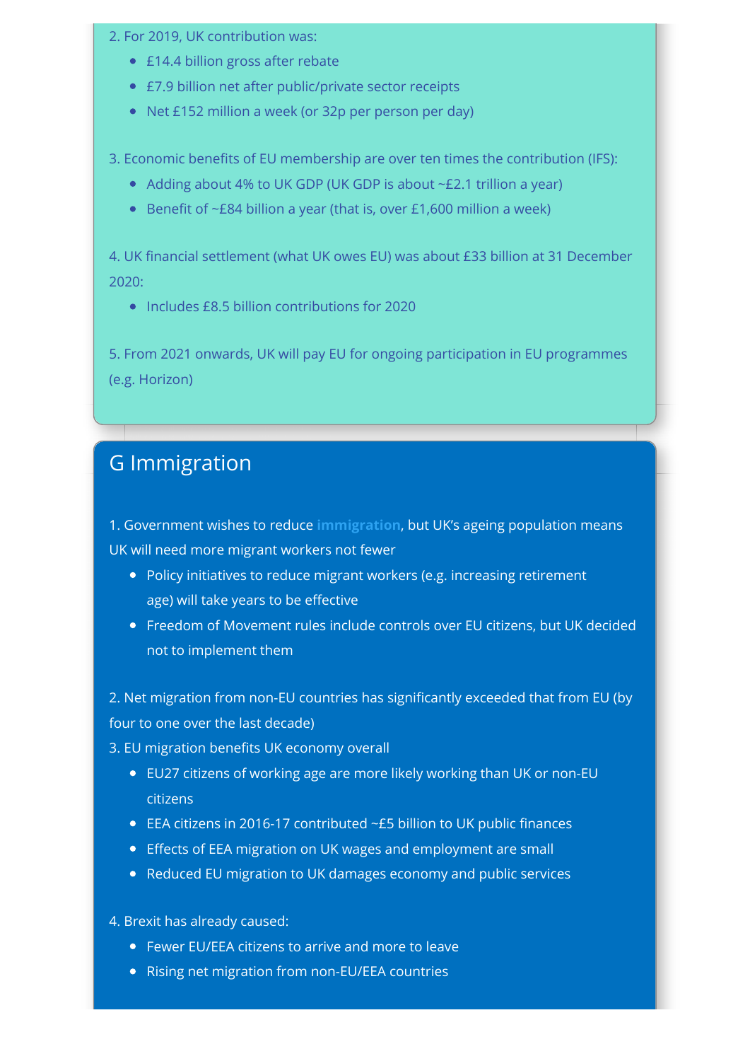2. For 2019, UK contribution was:
   - £14.4 billion gross after rebate
   - £7.9 billion net after public/private sector receipts
   - Net £152 million a week (or 32p per person per day)

3. Economic benefits of EU membership are over ten times the contribution (IFS):
   - Adding about 4% to UK GDP (UK GDP is about ~£2.1 trillion a year)
   - Benefit of ~£84 billion a year (that is, over £1,600 million a week)

4. UK financial settlement (what UK owes EU) was about £33 billion at 31 December 2020:
   - Includes £8.5 billion contributions for 2020

5. From 2021 onwards, UK will pay EU for ongoing participation in EU programmes (e.g. Horizon)

## G Immigration

1. Government wishes to reduce **immigration**, but UK's ageing population means UK will need more migrant workers not fewer
   - Policy initiatives to reduce migrant workers (e.g. increasing retirement age) will take years to be effective
   - Freedom of Movement rules include controls over EU citizens, but UK decided not to implement them

2. Net migration from non-EU countries has significantly exceeded that from EU (by four to one over the last decade)

3. EU migration benefits UK economy overall
   - EU27 citizens of working age are more likely working than UK or non-EU citizens
   - EEA citizens in 2016-17 contributed ~£5 billion to UK public finances
   - Effects of EEA migration on UK wages and employment are small
   - Reduced EU migration to UK damages economy and public services

4. Brexit has already caused:
   - Fewer EU/EEA citizens to arrive and more to leave
   - Rising net migration from non-EU/EEA countries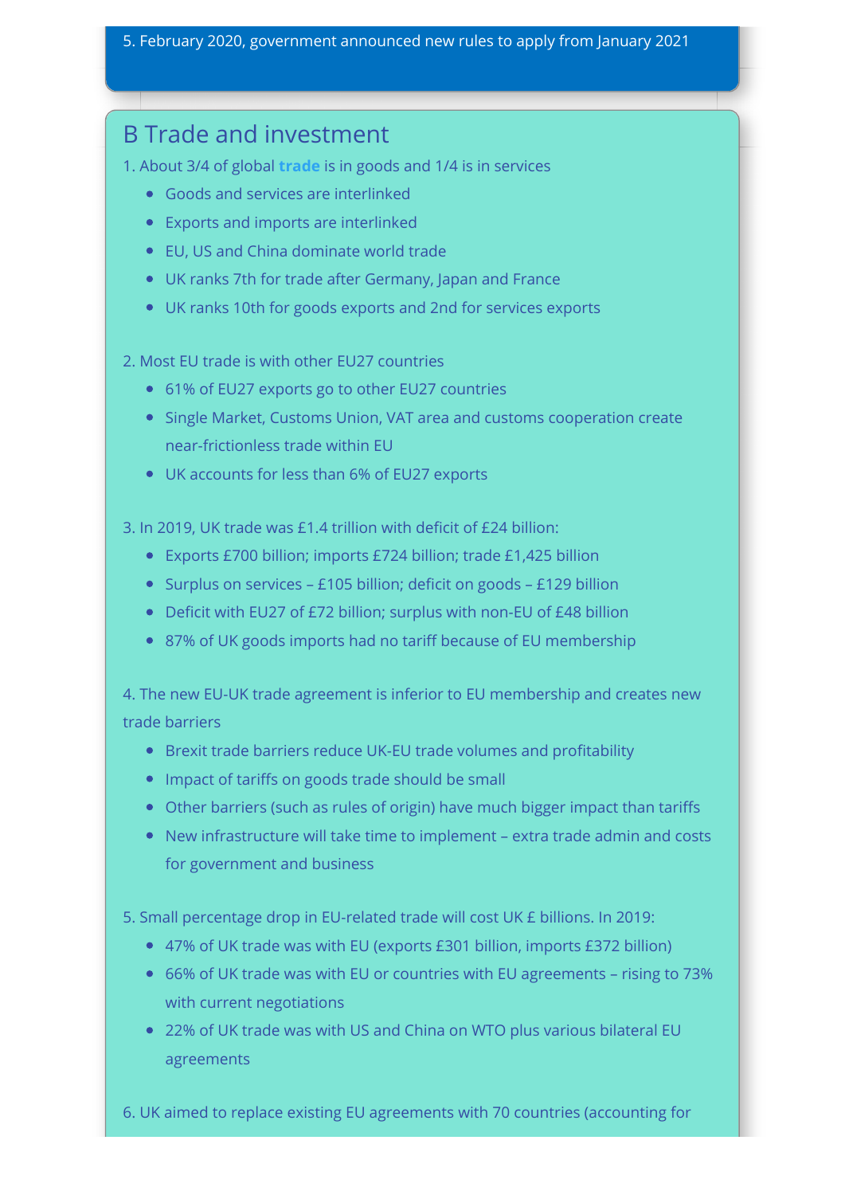5. February 2020, government announced new rules to apply from January 2021

## B Trade and investment

1. About 3/4 of global **trade** is in goods and 1/4 is in services
   - Goods and services are interlinked
   - Exports and imports are interlinked
   - EU, US and China dominate world trade
   - UK ranks 7th for trade after Germany, Japan and France
   - UK ranks 10th for goods exports and 2nd for services exports

2. Most EU trade is with other EU27 countries
   - 61% of EU27 exports go to other EU27 countries
   - Single Market, Customs Union, VAT area and customs cooperation create near-frictionless trade within EU
   - UK accounts for less than 6% of EU27 exports

3. In 2019, UK trade was £1.4 trillion with deficit of £24 billion:
   - Exports £700 billion; imports £724 billion; trade £1,425 billion
   - Surplus on services – £105 billion; deficit on goods – £129 billion
   - Deficit with EU27 of £72 billion; surplus with non-EU of £48 billion
   - 87% of UK goods imports had no tariff because of EU membership

4. The new EU-UK trade agreement is inferior to EU membership and creates new trade barriers
   - Brexit trade barriers reduce UK-EU trade volumes and profitability
   - Impact of tariffs on goods trade should be small
   - Other barriers (such as rules of origin) have much bigger impact than tariffs
   - New infrastructure will take time to implement – extra trade admin and costs for government and business

5. Small percentage drop in EU-related trade will cost UK £ billions. In 2019:
   - 47% of UK trade was with EU (exports £301 billion, imports £372 billion)
   - 66% of UK trade was with EU or countries with EU agreements – rising to 73% with current negotiations
   - 22% of UK trade was with US and China on WTO plus various bilateral EU agreements

6. UK aimed to replace existing EU agreements with 70 countries (accounting for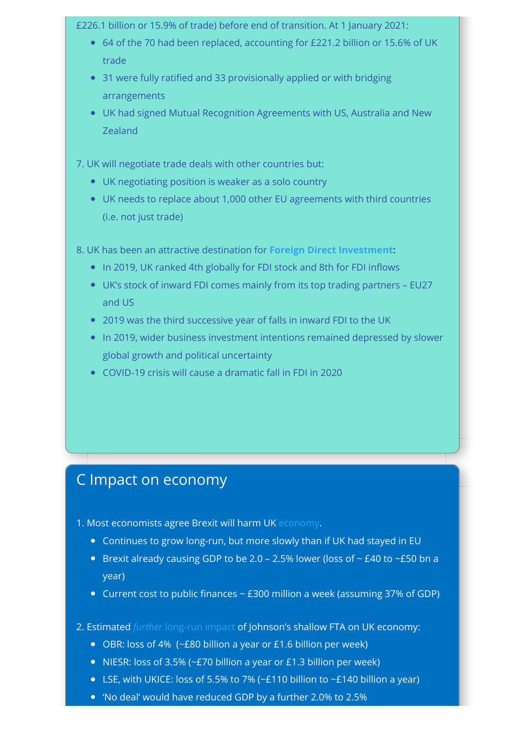£226.1 billion or 15.9% of trade) before end of transition. At 1 January 2021:

- 64 of the 70 had been replaced, accounting for £221.2 billion or 15.6% of UK trade
- 31 were fully ratified and 33 provisionally applied or with bridging arrangements
- UK had signed Mutual Recognition Agreements with US, Australia and New Zealand

7. UK will negotiate trade deals with other countries but:

- UK negotiating position is weaker as a solo country
- UK needs to replace about 1,000 other EU agreements with third countries (i.e. not just trade)

8. UK has been an attractive destination for **Foreign Direct Investment:**

- In 2019, UK ranked 4th globally for FDI stock and 8th for FDI inflows
- UK's stock of inward FDI comes mainly from its top trading partners – EU27 and US
- 2019 was the third successive year of falls in inward FDI to the UK
- In 2019, wider business investment intentions remained depressed by slower global growth and political uncertainty
- COVID-19 crisis will cause a dramatic fall in FDI in 2020

## C Impact on economy

1. Most economists agree Brexit will harm UK economy.

- Continues to grow long-run, but more slowly than if UK had stayed in EU
- Brexit already causing GDP to be 2.0 – 2.5% lower (loss of ~ £40 to ~£50 bn a year)
- Current cost to public finances ~ £300 million a week (assuming 37% of GDP)

2. Estimated *further* long-run impact of Johnson's shallow FTA on UK economy:

- OBR: loss of 4% (~£80 billion a year or £1.6 billion per week)
- NIESR: loss of 3.5% (~£70 billion a year or £1.3 billion per week)
- LSE, with UKICE: loss of 5.5% to 7% (~£110 billion to ~£140 billion a year)
- 'No deal' would have reduced GDP by a further 2.0% to 2.5%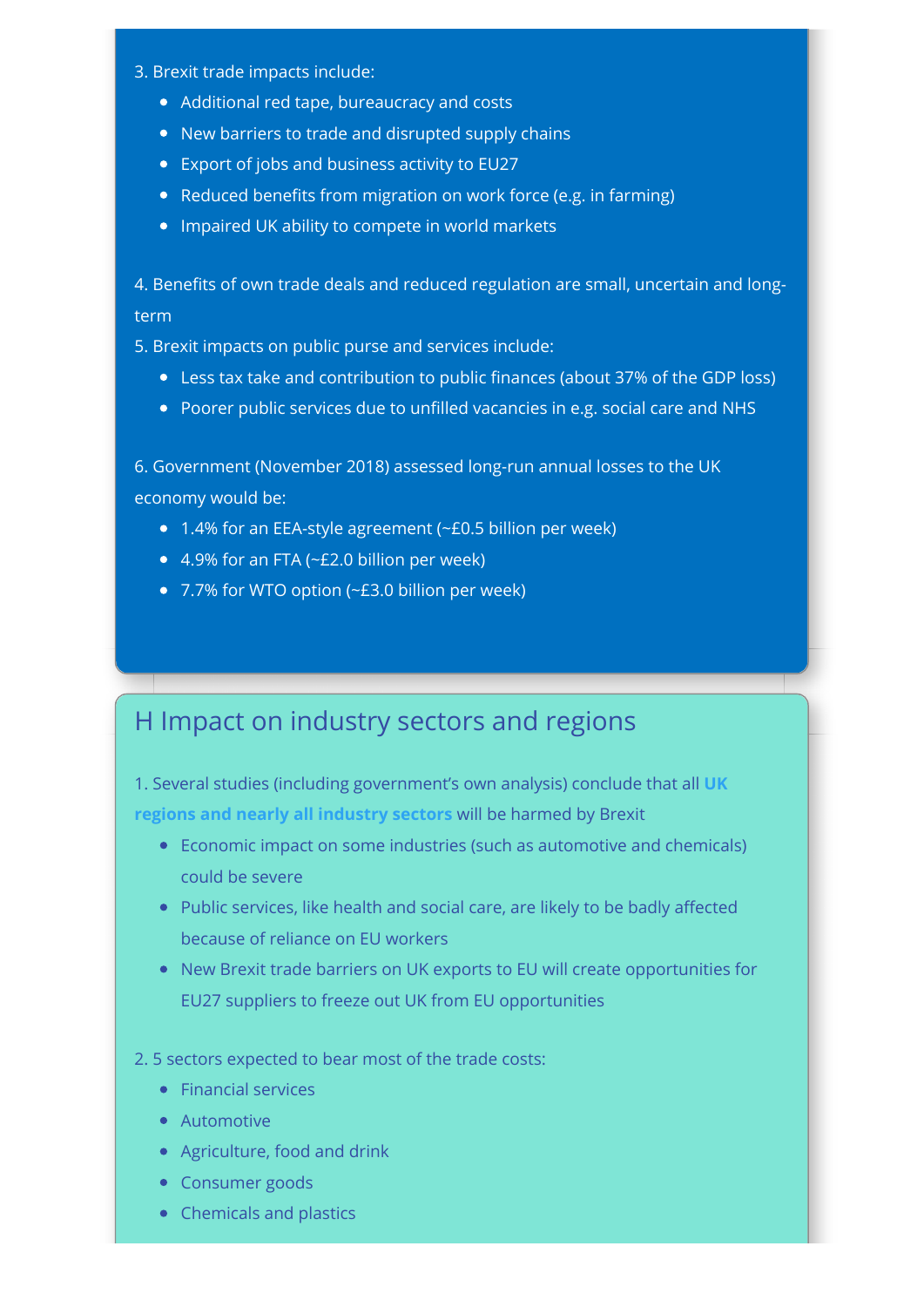3. Brexit trade impacts include:

- Additional red tape, bureaucracy and costs
- New barriers to trade and disrupted supply chains
- Export of jobs and business activity to EU27
- Reduced benefits from migration on work force (e.g. in farming)
- Impaired UK ability to compete in world markets

4. Benefits of own trade deals and reduced regulation are small, uncertain and long-term

5. Brexit impacts on public purse and services include:

- Less tax take and contribution to public finances (about 37% of the GDP loss)
- Poorer public services due to unfilled vacancies in e.g. social care and NHS

6. Government (November 2018) assessed long-run annual losses to the UK economy would be:

- 1.4% for an EEA-style agreement (~£0.5 billion per week)
- 4.9% for an FTA (~£2.0 billion per week)
- 7.7% for WTO option (~£3.0 billion per week)

## H Impact on industry sectors and regions

1. Several studies (including government's own analysis) conclude that all **UK regions and nearly all industry sectors** will be harmed by Brexit

- Economic impact on some industries (such as automotive and chemicals) could be severe
- Public services, like health and social care, are likely to be badly affected because of reliance on EU workers
- New Brexit trade barriers on UK exports to EU will create opportunities for EU27 suppliers to freeze out UK from EU opportunities

2. 5 sectors expected to bear most of the trade costs:

- Financial services
- Automotive
- Agriculture, food and drink
- Consumer goods
- Chemicals and plastics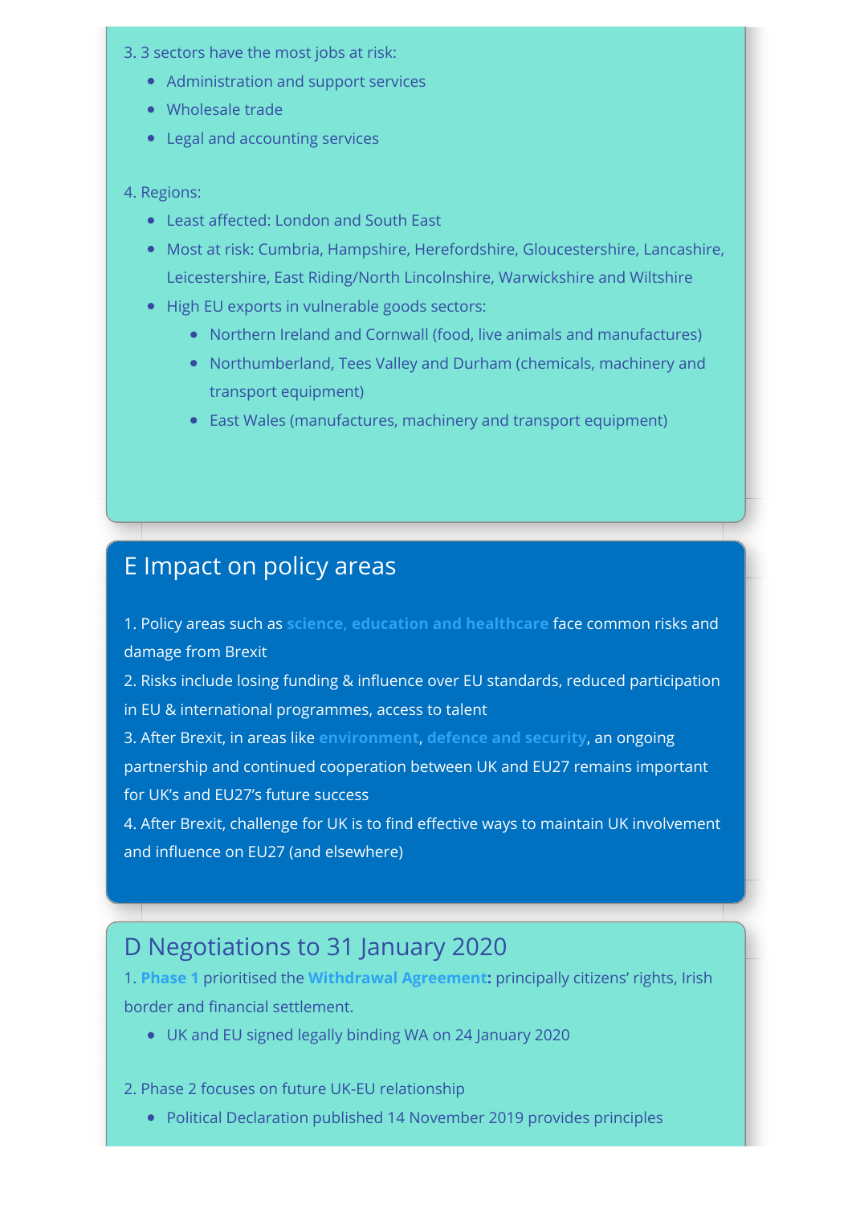3. 3 sectors have the most jobs at risk:

- Administration and support services
- Wholesale trade
- Legal and accounting services

4. Regions:

- Least affected: London and South East
- Most at risk: Cumbria, Hampshire, Herefordshire, Gloucestershire, Lancashire, Leicestershire, East Riding/North Lincolnshire, Warwickshire and Wiltshire
- High EU exports in vulnerable goods sectors:
  - Northern Ireland and Cornwall (food, live animals and manufactures)
  - Northumberland, Tees Valley and Durham (chemicals, machinery and transport equipment)
  - East Wales (manufactures, machinery and transport equipment)

## E Impact on policy areas

1. Policy areas such as **science, education and healthcare** face common risks and damage from Brexit
2. Risks include losing funding & influence over EU standards, reduced participation in EU & international programmes, access to talent
3. After Brexit, in areas like **environment**, **defence and security**, an ongoing partnership and continued cooperation between UK and EU27 remains important for UK's and EU27's future success
4. After Brexit, challenge for UK is to find effective ways to maintain UK involvement and influence on EU27 (and elsewhere)

## D Negotiations to 31 January 2020

1. **Phase 1** prioritised the **Withdrawal Agreement:** principally citizens' rights, Irish border and financial settlement.

- UK and EU signed legally binding WA on 24 January 2020

2. Phase 2 focuses on future UK-EU relationship

- Political Declaration published 14 November 2019 provides principles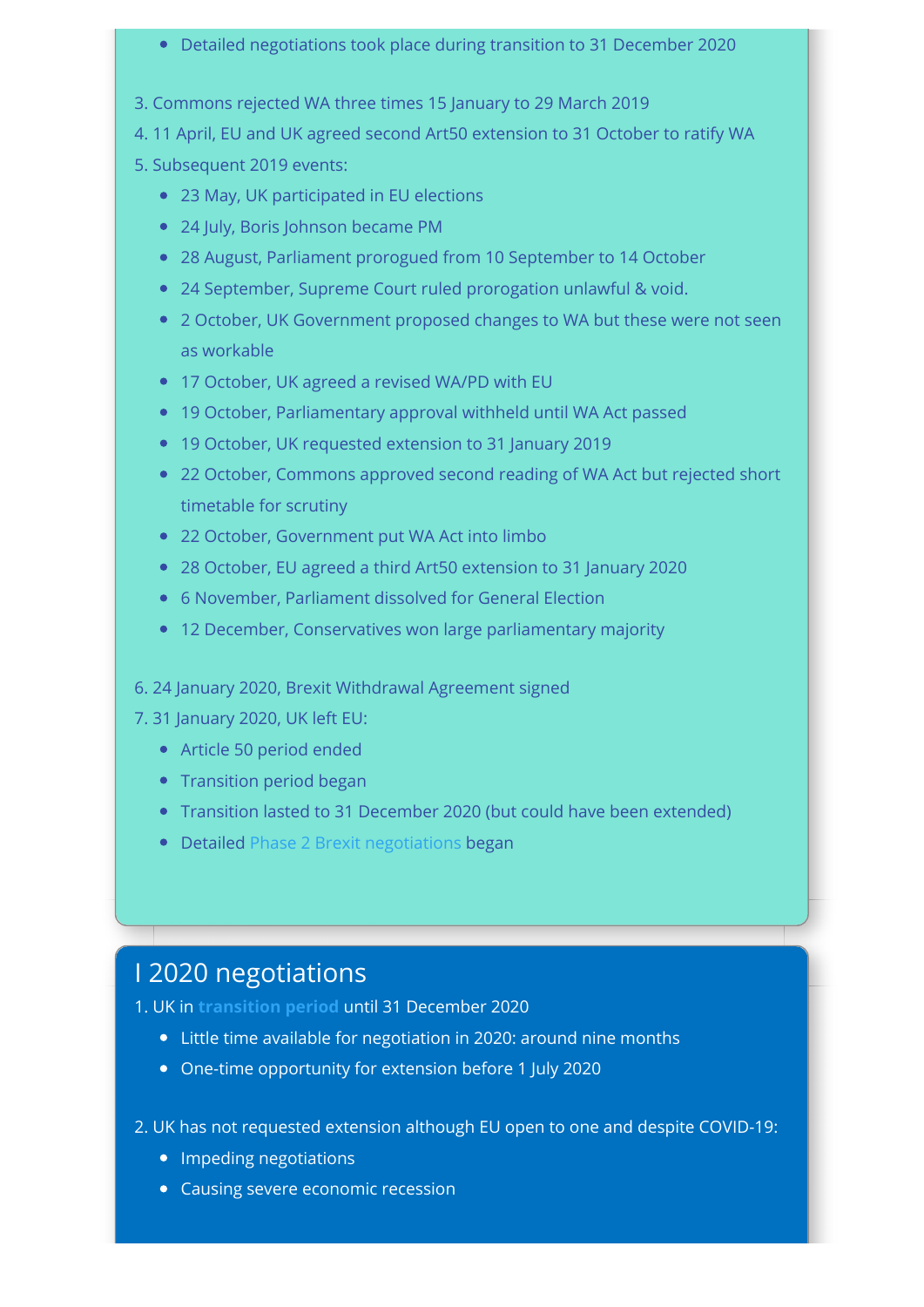- Detailed negotiations took place during transition to 31 December 2020

3. Commons rejected WA three times 15 January to 29 March 2019
4. 11 April, EU and UK agreed second Art50 extension to 31 October to ratify WA
5. Subsequent 2019 events:
   - 23 May, UK participated in EU elections
   - 24 July, Boris Johnson became PM
   - 28 August, Parliament prorogued from 10 September to 14 October
   - 24 September, Supreme Court ruled prorogation unlawful & void.
   - 2 October, UK Government proposed changes to WA but these were not seen as workable
   - 17 October, UK agreed a revised WA/PD with EU
   - 19 October, Parliamentary approval withheld until WA Act passed
   - 19 October, UK requested extension to 31 January 2019
   - 22 October, Commons approved second reading of WA Act but rejected short timetable for scrutiny
   - 22 October, Government put WA Act into limbo
   - 28 October, EU agreed a third Art50 extension to 31 January 2020
   - 6 November, Parliament dissolved for General Election
   - 12 December, Conservatives won large parliamentary majority

6. 24 January 2020, Brexit Withdrawal Agreement signed
7. 31 January 2020, UK left EU:
   - Article 50 period ended
   - Transition period began
   - Transition lasted to 31 December 2020 (but could have been extended)
   - Detailed Phase 2 Brexit negotiations began

# I 2020 negotiations

1. UK in **transition period** until 31 December 2020
   - Little time available for negotiation in 2020: around nine months
   - One-time opportunity for extension before 1 July 2020

2. UK has not requested extension although EU open to one and despite COVID-19:
   - Impeding negotiations
   - Causing severe economic recession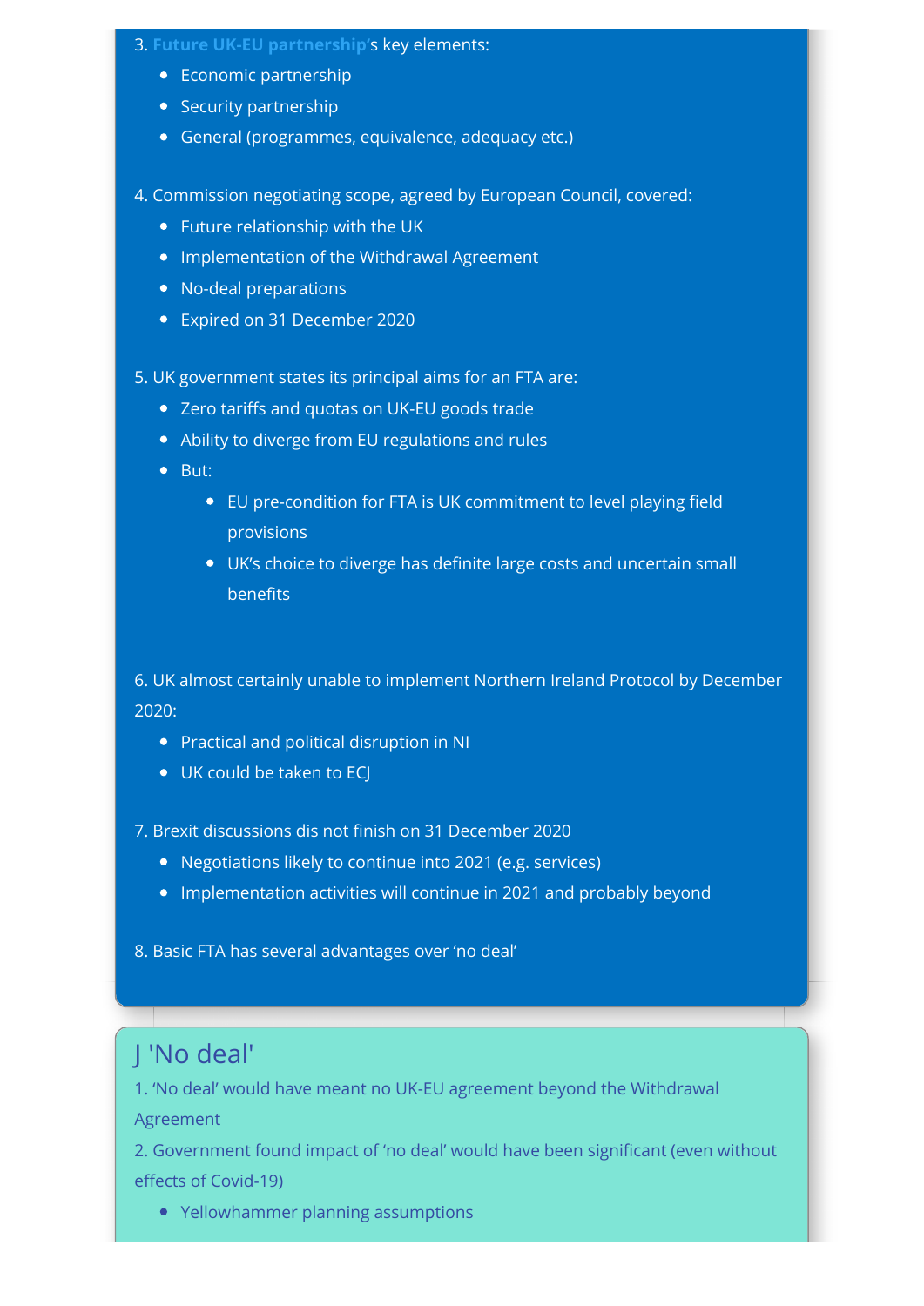3. **Future UK-EU partnership**'s key elements:
   - Economic partnership
   - Security partnership
   - General (programmes, equivalence, adequacy etc.)

4. Commission negotiating scope, agreed by European Council, covered:
   - Future relationship with the UK
   - Implementation of the Withdrawal Agreement
   - No-deal preparations
   - Expired on 31 December 2020

5. UK government states its principal aims for an FTA are:
   - Zero tariffs and quotas on UK-EU goods trade
   - Ability to diverge from EU regulations and rules
   - But:
     - EU pre-condition for FTA is UK commitment to level playing field provisions
     - UK's choice to diverge has definite large costs and uncertain small benefits

6. UK almost certainly unable to implement Northern Ireland Protocol by December 2020:
   - Practical and political disruption in NI
   - UK could be taken to ECJ

7. Brexit discussions dis not finish on 31 December 2020
   - Negotiations likely to continue into 2021 (e.g. services)
   - Implementation activities will continue in 2021 and probably beyond

8. Basic FTA has several advantages over 'no deal'

## J 'No deal'

1. 'No deal' would have meant no UK-EU agreement beyond the Withdrawal Agreement
2. Government found impact of 'no deal' would have been significant (even without effects of Covid-19)
   - Yellowhammer planning assumptions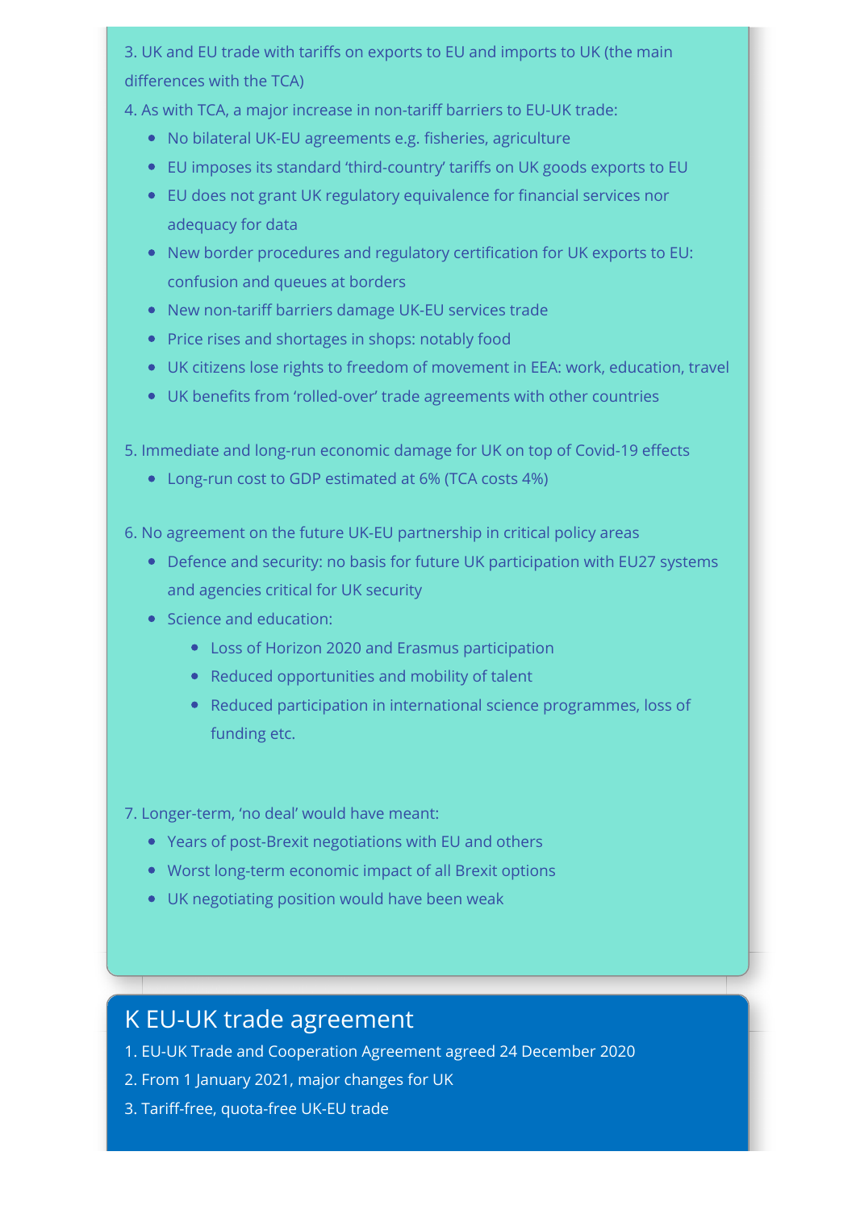3. UK and EU trade with tariffs on exports to EU and imports to UK (the main differences with the TCA)
4. As with TCA, a major increase in non-tariff barriers to EU-UK trade:
   - No bilateral UK-EU agreements e.g. fisheries, agriculture
   - EU imposes its standard 'third-country' tariffs on UK goods exports to EU
   - EU does not grant UK regulatory equivalence for financial services nor adequacy for data
   - New border procedures and regulatory certification for UK exports to EU: confusion and queues at borders
   - New non-tariff barriers damage UK-EU services trade
   - Price rises and shortages in shops: notably food
   - UK citizens lose rights to freedom of movement in EEA: work, education, travel
   - UK benefits from 'rolled-over' trade agreements with other countries

5. Immediate and long-run economic damage for UK on top of Covid-19 effects
   - Long-run cost to GDP estimated at 6% (TCA costs 4%)

6. No agreement on the future UK-EU partnership in critical policy areas
   - Defence and security: no basis for future UK participation with EU27 systems and agencies critical for UK security
   - Science and education:
     - Loss of Horizon 2020 and Erasmus participation
     - Reduced opportunities and mobility of talent
     - Reduced participation in international science programmes, loss of funding etc.

7. Longer-term, 'no deal' would have meant:
   - Years of post-Brexit negotiations with EU and others
   - Worst long-term economic impact of all Brexit options
   - UK negotiating position would have been weak

## K EU-UK trade agreement

1. EU-UK Trade and Cooperation Agreement agreed 24 December 2020
2. From 1 January 2021, major changes for UK
3. Tariff-free, quota-free UK-EU trade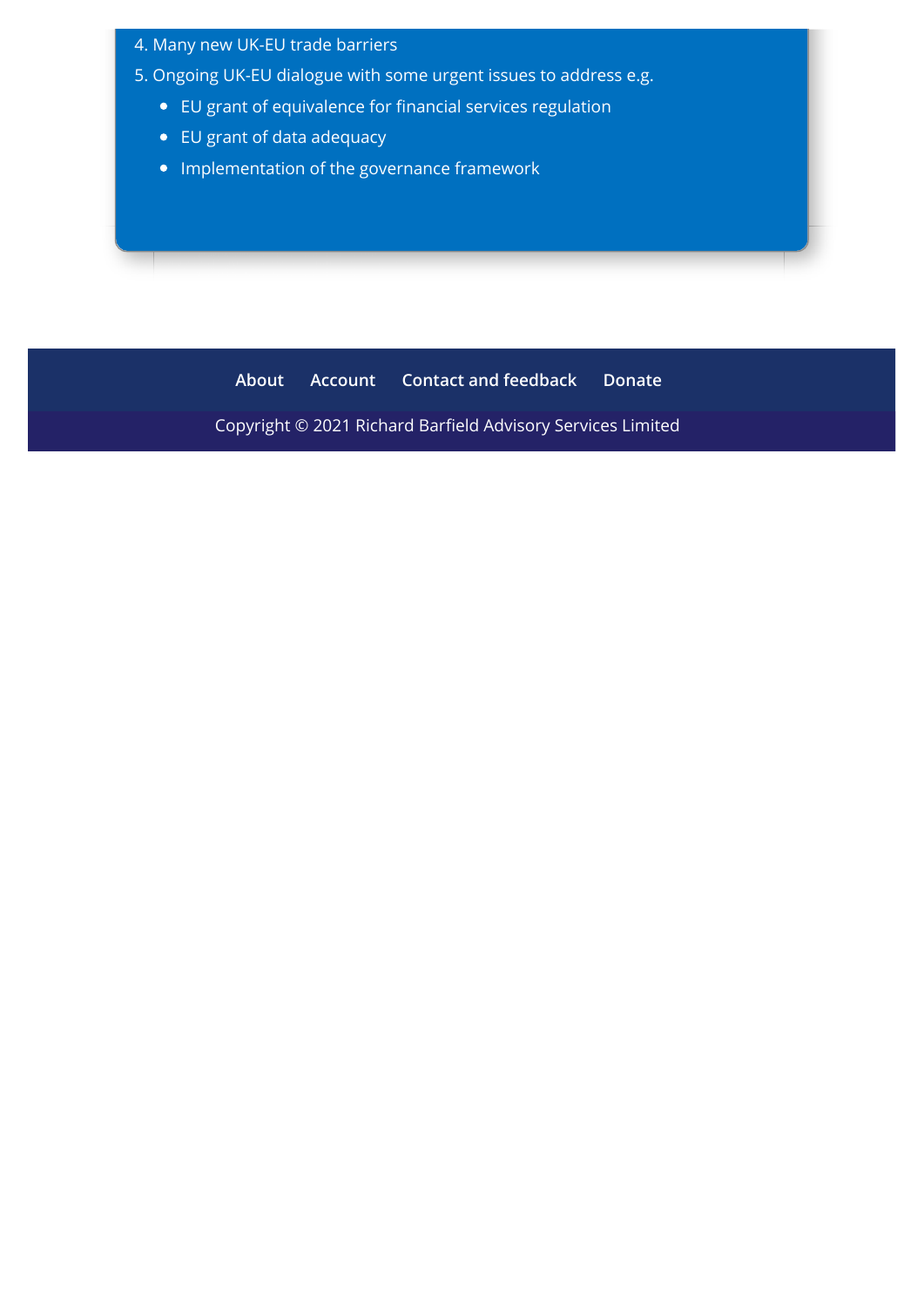4. Many new UK-EU trade barriers
5. Ongoing UK-EU dialogue with some urgent issues to address e.g.
    - EU grant of equivalence for financial services regulation
    - EU grant of data adequacy
    - Implementation of the governance framework

About    Account    Contact and feedback    Donate

Copyright © 2021 Richard Barfield Advisory Services Limited